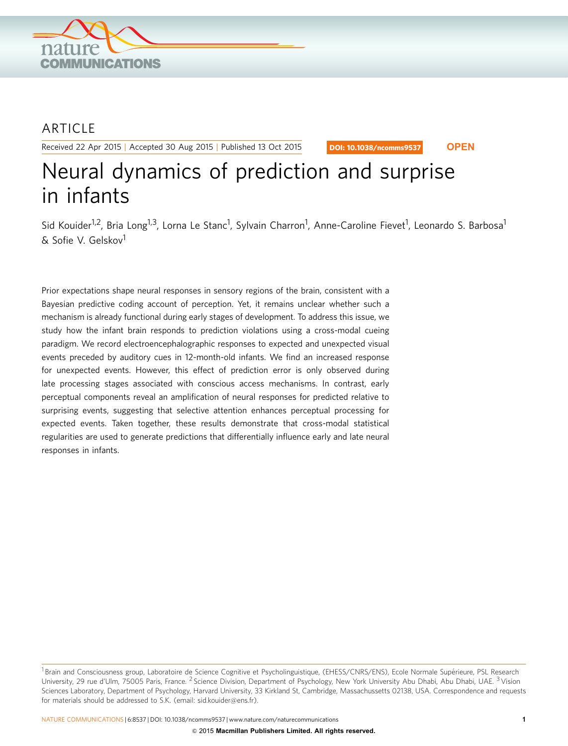ARTICLE

Received 22 Apr 2015 | Accepted 30 Aug 2015 | Published 13 Oct 2015

DOI: 10.1038/ncomms9537 **OPEN**

# Neural dynamics of prediction and surprise in infants

Sid Kouider[1,2], Bria Long[1,3], Lorna Le Stanc[1], Sylvain Charron[1], Anne-Caroline Fievet[1], Leonardo S. Barbosa[1] & Sofie V. Gelskov[1]

Prior expectations shape neural responses in sensory regions of the brain, consistent with a Bayesian predictive coding account of perception. Yet, it remains unclear whether such a mechanism is already functional during early stages of development. To address this issue, we study how the infant brain responds to prediction violations using a cross-modal cueing paradigm. We record electroencephalographic responses to expected and unexpected visual events preceded by auditory cues in 12-month-old infants. We find an increased response for unexpected events. However, this effect of prediction error is only observed during late processing stages associated with conscious access mechanisms. In contrast, early perceptual components reveal an amplification of neural responses for predicted relative to surprising events, suggesting that selective attention enhances perceptual processing for expected events. Taken together, these results demonstrate that cross-modal statistical regularities are used to generate predictions that differentially influence early and late neural responses in infants.

[1] Brain and Consciousness group, Laboratoire de Science Cognitive et Psycholinguistique, (EHESS/CNRS/ENS), Ecole Normale Supérieure, PSL Research University, 29 rue d'Ulm, 75005 Paris, France. [2] Science Division, Department of Psychology, New York University Abu Dhabi, Abu Dhabi, UAE. [3] Vision Sciences Laboratory, Department of Psychology, Harvard University, 33 Kirkland St, Cambridge, Massachussetts 02138, USA. Correspondence and requests for materials should be addressed to S.K. (email: sid.kouider@ens.fr).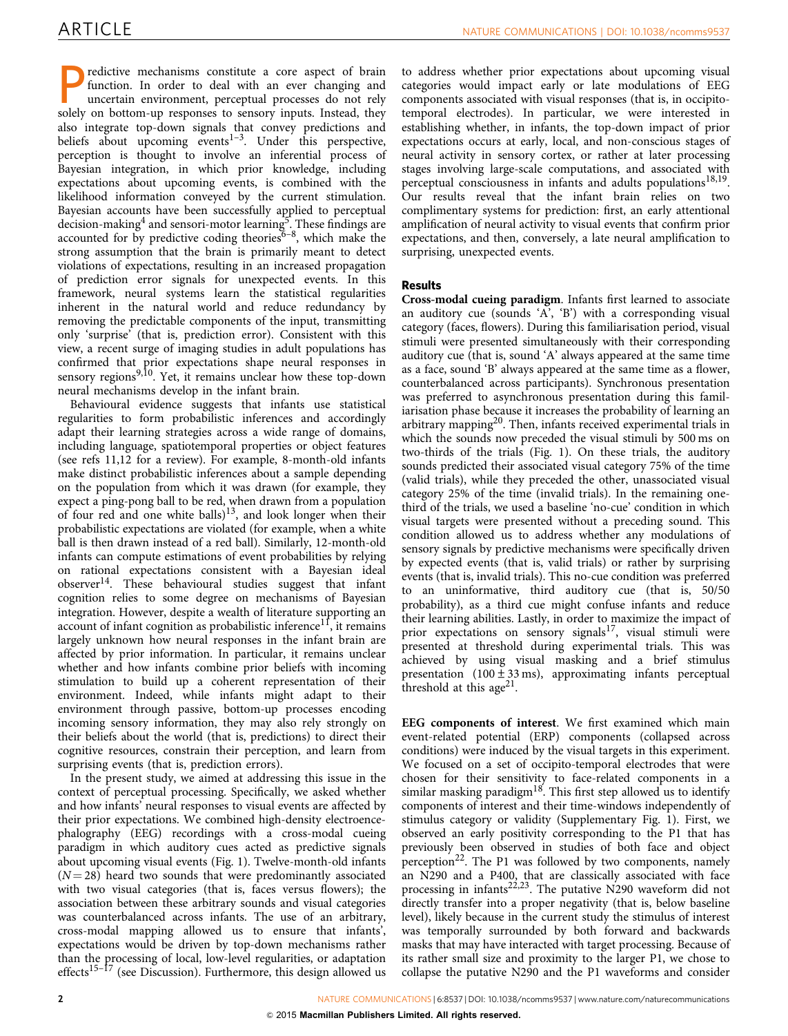Predictive mechanisms constitute a core aspect of brain function. In order to deal with an ever changing and uncertain environment, perceptual processes do not rely solely on bottom-up responses to sensory inputs. Instead, they also integrate top-down signals that convey predictions and beliefs about upcoming events[1–3]. Under this perspective, perception is thought to involve an inferential process of Bayesian integration, in which prior knowledge, including expectations about upcoming events, is combined with the likelihood information conveyed by the current stimulation. Bayesian accounts have been successfully applied to perceptual decision-making[4] and sensori-motor learning[5]. These findings are accounted for by predictive coding theories[6–8], which make the strong assumption that the brain is primarily meant to detect violations of expectations, resulting in an increased propagation of prediction error signals for unexpected events. In this framework, neural systems learn the statistical regularities inherent in the natural world and reduce redundancy by removing the predictable components of the input, transmitting only 'surprise' (that is, prediction error). Consistent with this view, a recent surge of imaging studies in adult populations has confirmed that prior expectations shape neural responses in sensory regions[9,10]. Yet, it remains unclear how these top-down neural mechanisms develop in the infant brain.

Behavioural evidence suggests that infants use statistical regularities to form probabilistic inferences and accordingly adapt their learning strategies across a wide range of domains, including language, spatiotemporal properties or object features (see refs 11,12 for a review). For example, 8-month-old infants make distinct probabilistic inferences about a sample depending on the population from which it was drawn (for example, they expect a ping-pong ball to be red, when drawn from a population of four red and one white balls)[13], and look longer when their probabilistic expectations are violated (for example, when a white ball is then drawn instead of a red ball). Similarly, 12-month-old infants can compute estimations of event probabilities by relying on rational expectations consistent with a Bayesian ideal observer[14]. These behavioural studies suggest that infant cognition relies to some degree on mechanisms of Bayesian integration. However, despite a wealth of literature supporting an account of infant cognition as probabilistic inference[11], it remains largely unknown how neural responses in the infant brain are affected by prior information. In particular, it remains unclear whether and how infants combine prior beliefs with incoming stimulation to build up a coherent representation of their environment. Indeed, while infants might adapt to their environment through passive, bottom-up processes encoding incoming sensory information, they may also rely strongly on their beliefs about the world (that is, predictions) to direct their cognitive resources, constrain their perception, and learn from surprising events (that is, prediction errors).

In the present study, we aimed at addressing this issue in the context of perceptual processing. Specifically, we asked whether and how infants' neural responses to visual events are affected by their prior expectations. We combined high-density electroencephalography (EEG) recordings with a cross-modal cueing paradigm in which auditory cues acted as predictive signals about upcoming visual events (Fig. 1). Twelve-month-old infants ($N = 28$) heard two sounds that were predominantly associated with two visual categories (that is, faces versus flowers); the association between these arbitrary sounds and visual categories was counterbalanced across infants. The use of an arbitrary, cross-modal mapping allowed us to ensure that infants', expectations would be driven by top-down mechanisms rather than the processing of local, low-level regularities, or adaptation effects[15–17] (see Discussion). Furthermore, this design allowed us to address whether prior expectations about upcoming visual categories would impact early or late modulations of EEG components associated with visual responses (that is, in occipito-temporal electrodes). In particular, we were interested in establishing whether, in infants, the top-down impact of prior expectations occurs at early, local, and non-conscious stages of neural activity in sensory cortex, or rather at later processing stages involving large-scale computations, and associated with perceptual consciousness in infants and adults populations[18,19]. Our results reveal that the infant brain relies on two complimentary systems for prediction: first, an early attentional amplification of neural activity to visual events that confirm prior expectations, and then, conversely, a late neural amplification to surprising, unexpected events.

## Results

**Cross-modal cueing paradigm**. Infants first learned to associate an auditory cue (sounds 'A', 'B') with a corresponding visual category (faces, flowers). During this familiarisation period, visual stimuli were presented simultaneously with their corresponding auditory cue (that is, sound 'A' always appeared at the same time as a face, sound 'B' always appeared at the same time as a flower, counterbalanced across participants). Synchronous presentation was preferred to asynchronous presentation during this familiarisation phase because it increases the probability of learning an arbitrary mapping[20]. Then, infants received experimental trials in which the sounds now preceded the visual stimuli by 500 ms on two-thirds of the trials (Fig. 1). On these trials, the auditory sounds predicted their associated visual category 75% of the time (valid trials), while they preceded the other, unassociated visual category 25% of the time (invalid trials). In the remaining one-third of the trials, we used a baseline 'no-cue' condition in which visual targets were presented without a preceding sound. This condition allowed us to address whether any modulations of sensory signals by predictive mechanisms were specifically driven by expected events (that is, valid trials) or rather by surprising events (that is, invalid trials). This no-cue condition was preferred to an uninformative, third auditory cue (that is, 50/50 probability), as a third cue might confuse infants and reduce their learning abilities. Lastly, in order to maximize the impact of prior expectations on sensory signals[17], visual stimuli were presented at threshold during experimental trials. This was achieved by using visual masking and a brief stimulus presentation ($100 \pm 33$ ms), approximating infants perceptual threshold at this age[21].

**EEG components of interest**. We first examined which main event-related potential (ERP) components (collapsed across conditions) were induced by the visual targets in this experiment. We focused on a set of occipito-temporal electrodes that were chosen for their sensitivity to face-related components in a similar masking paradigm[18]. This first step allowed us to identify components of interest and their time-windows independently of stimulus category or validity (Supplementary Fig. 1). First, we observed an early positivity corresponding to the P1 that has previously been observed in studies of both face and object perception[22]. The P1 was followed by two components, namely an N290 and a P400, that are classically associated with face processing in infants[22,23]. The putative N290 waveform did not directly transfer into a proper negativity (that is, below baseline level), likely because in the current study the stimulus of interest was temporally surrounded by both forward and backwards masks that may have interacted with target processing. Because of its rather small size and proximity to the larger P1, we chose to collapse the putative N290 and the P1 waveforms and consider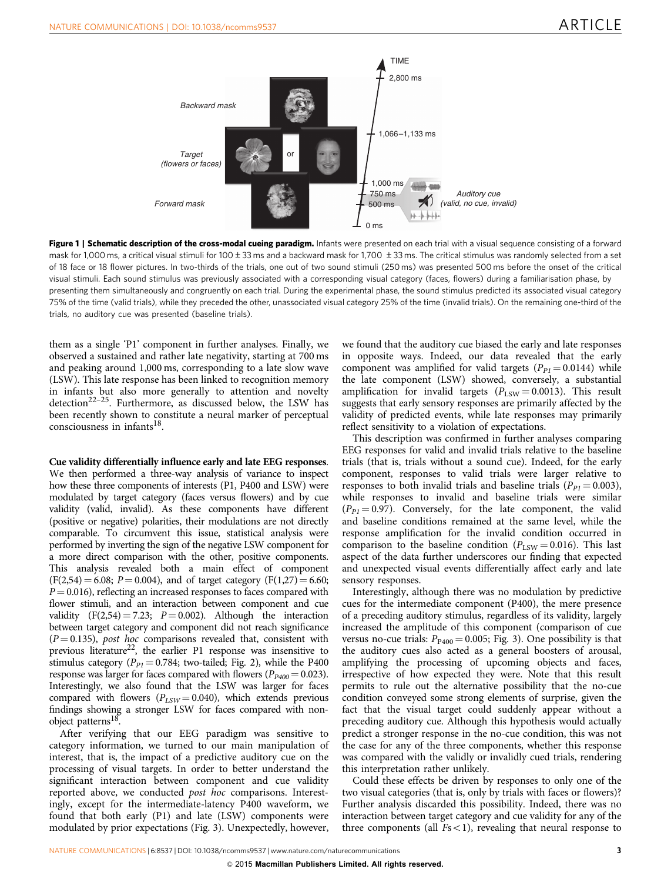**Figure 1 | Schematic description of the cross-modal cueing paradigm.** Infants were presented on each trial with a visual sequence consisting of a forward mask for 1,000 ms, a critical visual stimuli for 100 ± 33 ms and a backward mask for 1,700 ± 33 ms. The critical stimulus was randomly selected from a set of 18 face or 18 flower pictures. In two-thirds of the trials, one out of two sound stimuli (250 ms) was presented 500 ms before the onset of the critical visual stimuli. Each sound stimulus was previously associated with a corresponding visual category (faces, flowers) during a familiarisation phase, by presenting them simultaneously and congruently on each trial. During the experimental phase, the sound stimulus predicted its associated visual category 75% of the time (valid trials), while they preceded the other, unassociated visual category 25% of the time (invalid trials). On the remaining one-third of the trials, no auditory cue was presented (baseline trials).

them as a single 'P1' component in further analyses. Finally, we observed a sustained and rather late negativity, starting at 700 ms and peaking around 1,000 ms, corresponding to a late slow wave (LSW). This late response has been linked to recognition memory in infants but also more generally to attention and novelty detection[22–25]. Furthermore, as discussed below, the LSW has been recently shown to constitute a neural marker of perceptual consciousness in infants[18].

**Cue validity differentially influence early and late EEG responses.** We then performed a three-way analysis of variance to inspect how these three components of interests (P1, P400 and LSW) were modulated by target category (faces versus flowers) and by cue validity (valid, invalid). As these components have different (positive or negative) polarities, their modulations are not directly comparable. To circumvent this issue, statistical analysis were performed by inverting the sign of the negative LSW component for a more direct comparison with the other, positive components. This analysis revealed both a main effect of component ($F(2,54) = 6.08$; $P = 0.004$), and of target category ($F(1,27) = 6.60$; $P = 0.016$), reflecting an increased responses to faces compared with flower stimuli, and an interaction between component and cue validity ($F(2,54) = 7.23$; $P = 0.002$). Although the interaction between target category and component did not reach significance ($P = 0.135$), *post hoc* comparisons revealed that, consistent with previous literature[22], the earlier P1 response was insensitive to stimulus category ($P_{P1} = 0.784$; two-tailed; Fig. 2), while the P400 response was larger for faces compared with flowers ($P_{P400} = 0.023$). Interestingly, we also found that the LSW was larger for faces compared with flowers ($P_{LSW} = 0.040$), which extends previous findings showing a stronger LSW for faces compared with non-object patterns[18].

After verifying that our EEG paradigm was sensitive to category information, we turned to our main manipulation of interest, that is, the impact of a predictive auditory cue on the processing of visual targets. In order to better understand the significant interaction between component and cue validity reported above, we conducted *post hoc* comparisons. Interestingly, except for the intermediate-latency P400 waveform, we found that both early (P1) and late (LSW) components were modulated by prior expectations (Fig. 3). Unexpectedly, however, we found that the auditory cue biased the early and late responses in opposite ways. Indeed, our data revealed that the early component was amplified for valid targets ($P_{P1} = 0.0144$) while the late component (LSW) showed, conversely, a substantial amplification for invalid targets ($P_{LSW} = 0.0013$). This result suggests that early sensory responses are primarily affected by the validity of predicted events, while late responses may primarily reflect sensitivity to a violation of expectations.

This description was confirmed in further analyses comparing EEG responses for valid and invalid trials relative to the baseline trials (that is, trials without a sound cue). Indeed, for the early component, responses to valid trials were larger relative to responses to both invalid trials and baseline trials ($P_{P1} = 0.003$), while responses to invalid and baseline trials were similar ($P_{P1} = 0.97$). Conversely, for the late component, the valid and baseline conditions remained at the same level, while the response amplification for the invalid condition occurred in comparison to the baseline condition ($P_{LSW} = 0.016$). This last aspect of the data further underscores our finding that expected and unexpected visual events differentially affect early and late sensory responses.

Interestingly, although there was no modulation by predictive cues for the intermediate component (P400), the mere presence of a preceding auditory stimulus, regardless of its validity, largely increased the amplitude of this component (comparison of cue versus no-cue trials: $P_{P400} = 0.005$; Fig. 3). One possibility is that the auditory cues also acted as a general boosters of arousal, amplifying the processing of upcoming objects and faces, irrespective of how expected they were. Note that this result permits to rule out the alternative possibility that the no-cue condition conveyed some strong elements of surprise, given the fact that the visual target could suddenly appear without a preceding auditory cue. Although this hypothesis would actually predict a stronger response in the no-cue condition, this was not the case for any of the three components, whether this response was compared with the validly or invalidly cued trials, rendering this interpretation rather unlikely.

Could these effects be driven by responses to only one of the two visual categories (that is, only by trials with faces or flowers)? Further analysis discarded this possibility. Indeed, there was no interaction between target category and cue validity for any of the three components (all $Fs < 1$), revealing that neural response to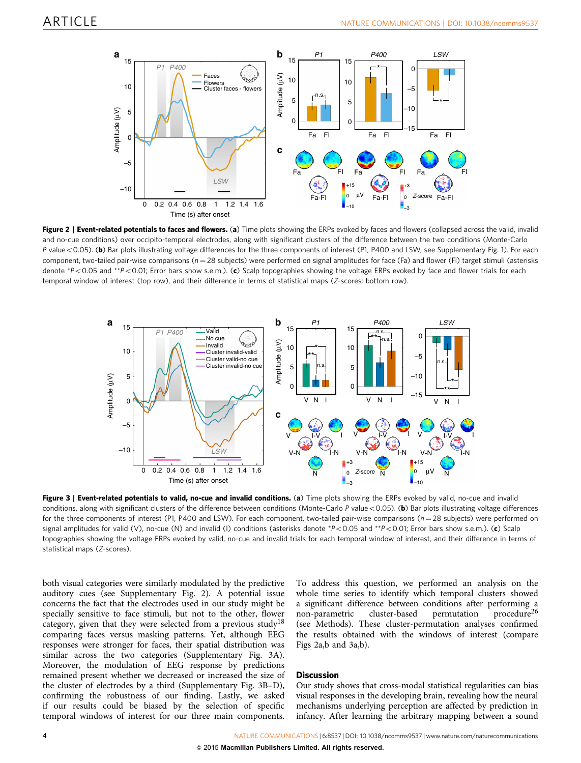**Figure 2 | Event-related potentials to faces and flowers.** (**a**) Time plots showing the ERPs evoked by faces and flowers (collapsed across the valid, invalid and no-cue conditions) over occipito-temporal electrodes, along with significant clusters of the difference between the two conditions (Monte-Carlo *P* value < 0.05). (**b**) Bar plots illustrating voltage differences for the three components of interest (P1, P400 and LSW, see Supplementary Fig. 1). For each component, two-tailed pair-wise comparisons ($n = 28$ subjects) were performed on signal amplitudes for face (Fa) and flower (Fl) target stimuli (asterisks denote *$P < 0.05$ and **$P < 0.01$; Error bars show s.e.m.). (**c**) Scalp topographies showing the voltage ERPs evoked by face and flower trials for each temporal window of interest (top row), and their difference in terms of statistical maps (*Z*-scores; bottom row).

**Figure 3 | Event-related potentials to valid, no-cue and invalid conditions.** (**a**) Time plots showing the ERPs evoked by valid, no-cue and invalid conditions, along with significant clusters of the difference between conditions (Monte-Carlo *P* value < 0.05). (**b**) Bar plots illustrating voltage differences for the three components of interest (P1, P400 and LSW). For each component, two-tailed pair-wise comparisons ($n = 28$ subjects) were performed on signal amplitudes for valid (V), no-cue (N) and invalid (I) conditions (asterisks denote *$P < 0.05$ and **$P < 0.01$; Error bars show s.e.m.). (**c**) Scalp topographies showing the voltage ERPs evoked by valid, no-cue and invalid trials for each temporal window of interest, and their difference in terms of statistical maps (*Z*-scores).

both visual categories were similarly modulated by the predictive auditory cues (see Supplementary Fig. 2). A potential issue concerns the fact that the electrodes used in our study might be specially sensitive to face stimuli, but not to the other, flower category, given that they were selected from a previous study[18] comparing faces versus masking patterns. Yet, although EEG responses were stronger for faces, their spatial distribution was similar across the two categories (Supplementary Fig. 3A). Moreover, the modulation of EEG response by predictions remained present whether we decreased or increased the size of the cluster of electrodes by a third (Supplementary Fig. 3B–D), confirming the robustness of our finding. Lastly, we asked if our results could be biased by the selection of specific temporal windows of interest for our three main components. To address this question, we performed an analysis on the whole time series to identify which temporal clusters showed a significant difference between conditions after performing a non-parametric cluster-based permutation procedure[26] (see Methods). These cluster-permutation analyses confirmed the results obtained with the windows of interest (compare Figs 2a,b and 3a,b).

## Discussion

Our study shows that cross-modal statistical regularities can bias visual responses in the developing brain, revealing how the neural mechanisms underlying perception are affected by prediction in infancy. After learning the arbitrary mapping between a sound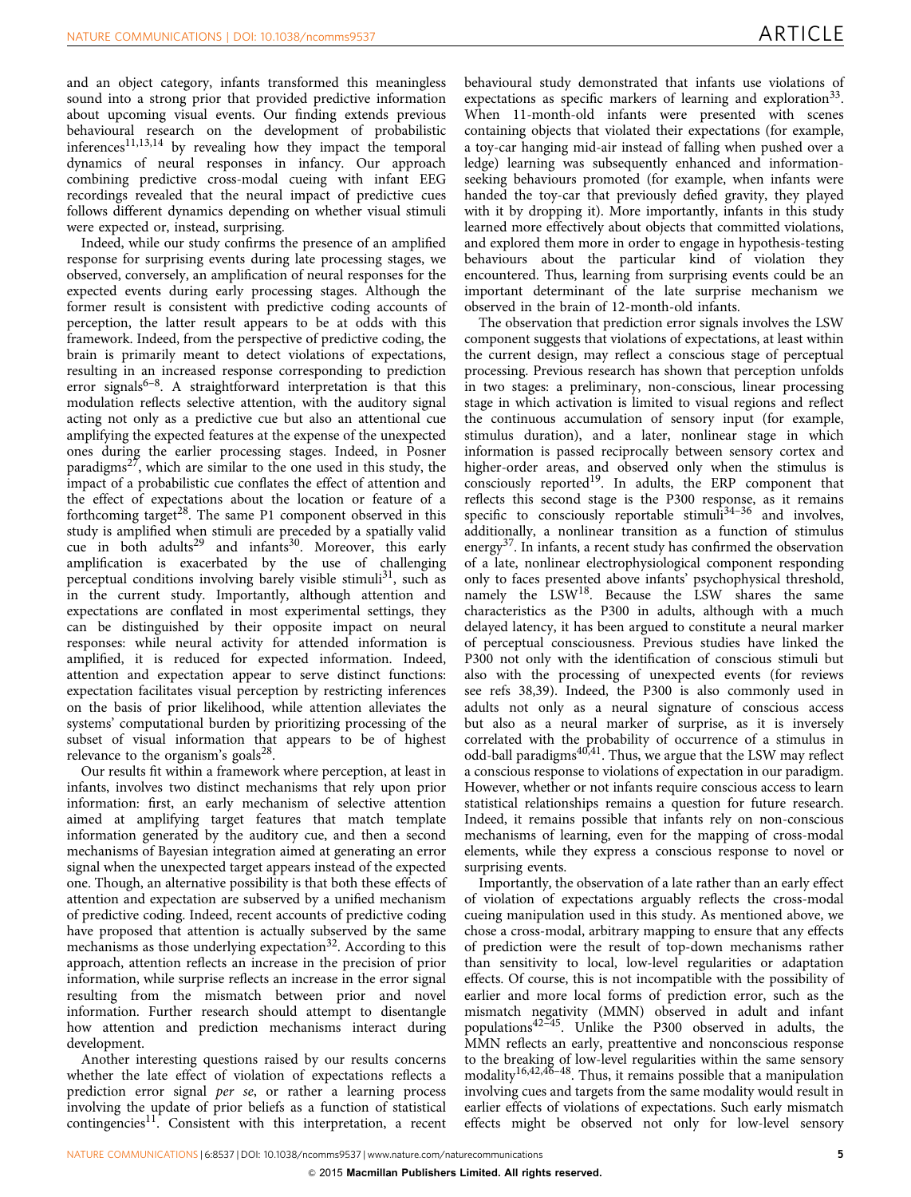and an object category, infants transformed this meaningless sound into a strong prior that provided predictive information about upcoming visual events. Our finding extends previous behavioural research on the development of probabilistic inferences[11,13,14] by revealing how they impact the temporal dynamics of neural responses in infancy. Our approach combining predictive cross-modal cueing with infant EEG recordings revealed that the neural impact of predictive cues follows different dynamics depending on whether visual stimuli were expected or, instead, surprising.

Indeed, while our study confirms the presence of an amplified response for surprising events during late processing stages, we observed, conversely, an amplification of neural responses for the expected events during early processing stages. Although the former result is consistent with predictive coding accounts of perception, the latter result appears to be at odds with this framework. Indeed, from the perspective of predictive coding, the brain is primarily meant to detect violations of expectations, resulting in an increased response corresponding to prediction error signals[6–8]. A straightforward interpretation is that this modulation reflects selective attention, with the auditory signal acting not only as a predictive cue but also an attentional cue amplifying the expected features at the expense of the unexpected ones during the earlier processing stages. Indeed, in Posner paradigms[27], which are similar to the one used in this study, the impact of a probabilistic cue conflates the effect of attention and the effect of expectations about the location or feature of a forthcoming target[28]. The same P1 component observed in this study is amplified when stimuli are preceded by a spatially valid cue in both adults[29] and infants[30]. Moreover, this early amplification is exacerbated by the use of challenging perceptual conditions involving barely visible stimuli[31], such as in the current study. Importantly, although attention and expectations are conflated in most experimental settings, they can be distinguished by their opposite impact on neural responses: while neural activity for attended information is amplified, it is reduced for expected information. Indeed, attention and expectation appear to serve distinct functions: expectation facilitates visual perception by restricting inferences on the basis of prior likelihood, while attention alleviates the systems' computational burden by prioritizing processing of the subset of visual information that appears to be of highest relevance to the organism's goals[28].

Our results fit within a framework where perception, at least in infants, involves two distinct mechanisms that rely upon prior information: first, an early mechanism of selective attention aimed at amplifying target features that match template information generated by the auditory cue, and then a second mechanisms of Bayesian integration aimed at generating an error signal when the unexpected target appears instead of the expected one. Though, an alternative possibility is that both these effects of attention and expectation are subserved by a unified mechanism of predictive coding. Indeed, recent accounts of predictive coding have proposed that attention is actually subserved by the same mechanisms as those underlying expectation[32]. According to this approach, attention reflects an increase in the precision of prior information, while surprise reflects an increase in the error signal resulting from the mismatch between prior and novel information. Further research should attempt to disentangle how attention and prediction mechanisms interact during development.

Another interesting questions raised by our results concerns whether the late effect of violation of expectations reflects a prediction error signal *per se*, or rather a learning process involving the update of prior beliefs as a function of statistical contingencies[11]. Consistent with this interpretation, a recent behavioural study demonstrated that infants use violations of expectations as specific markers of learning and exploration[33]. When 11-month-old infants were presented with scenes containing objects that violated their expectations (for example, a toy-car hanging mid-air instead of falling when pushed over a ledge) learning was subsequently enhanced and information-seeking behaviours promoted (for example, when infants were handed the toy-car that previously defied gravity, they played with it by dropping it). More importantly, infants in this study learned more effectively about objects that committed violations, and explored them more in order to engage in hypothesis-testing behaviours about the particular kind of violation they encountered. Thus, learning from surprising events could be an important determinant of the late surprise mechanism we observed in the brain of 12-month-old infants.

The observation that prediction error signals involves the LSW component suggests that violations of expectations, at least within the current design, may reflect a conscious stage of perceptual processing. Previous research has shown that perception unfolds in two stages: a preliminary, non-conscious, linear processing stage in which activation is limited to visual regions and reflect the continuous accumulation of sensory input (for example, stimulus duration), and a later, nonlinear stage in which information is passed reciprocally between sensory cortex and higher-order areas, and observed only when the stimulus is consciously reported[19]. In adults, the ERP component that reflects this second stage is the P300 response, as it remains specific to consciously reportable stimuli[34–36] and involves, additionally, a nonlinear transition as a function of stimulus energy[37]. In infants, a recent study has confirmed the observation of a late, nonlinear electrophysiological component responding only to faces presented above infants' psychophysical threshold, namely the LSW[18]. Because the LSW shares the same characteristics as the P300 in adults, although with a much delayed latency, it has been argued to constitute a neural marker of perceptual consciousness. Previous studies have linked the P300 not only with the identification of conscious stimuli but also with the processing of unexpected events (for reviews see refs 38,39). Indeed, the P300 is also commonly used in adults not only as a neural signature of conscious access but also as a neural marker of surprise, as it is inversely correlated with the probability of occurrence of a stimulus in odd-ball paradigms[40,41]. Thus, we argue that the LSW may reflect a conscious response to violations of expectation in our paradigm. However, whether or not infants require conscious access to learn statistical relationships remains a question for future research. Indeed, it remains possible that infants rely on non-conscious mechanisms of learning, even for the mapping of cross-modal elements, while they express a conscious response to novel or surprising events.

Importantly, the observation of a late rather than an early effect of violation of expectations arguably reflects the cross-modal cueing manipulation used in this study. As mentioned above, we chose a cross-modal, arbitrary mapping to ensure that any effects of prediction were the result of top-down mechanisms rather than sensitivity to local, low-level regularities or adaptation effects. Of course, this is not incompatible with the possibility of earlier and more local forms of prediction error, such as the mismatch negativity (MMN) observed in adult and infant populations[42–45]. Unlike the P300 observed in adults, the MMN reflects an early, preattentive and nonconscious response to the breaking of low-level regularities within the same sensory modality[16,42,46–48]. Thus, it remains possible that a manipulation involving cues and targets from the same modality would result in earlier effects of violations of expectations. Such early mismatch effects might be observed not only for low-level sensory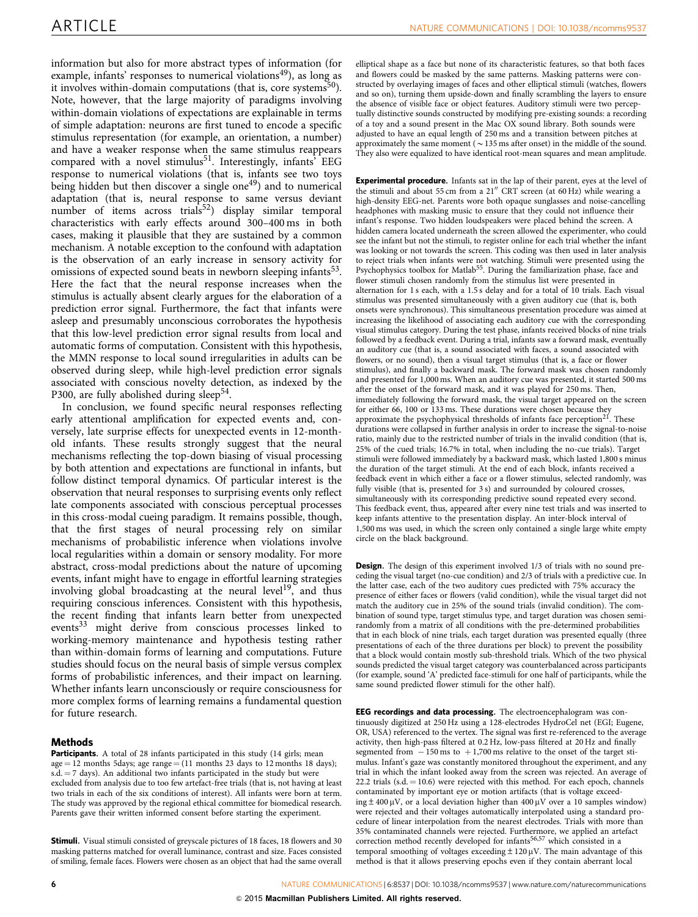information but also for more abstract types of information (for example, infants' responses to numerical violations[49]), as long as it involves within-domain computations (that is, core systems[50]). Note, however, that the large majority of paradigms involving within-domain violations of expectations are explainable in terms of simple adaptation: neurons are first tuned to encode a specific stimulus representation (for example, an orientation, a number) and have a weaker response when the same stimulus reappears compared with a novel stimulus[51]. Interestingly, infants' EEG response to numerical violations (that is, infants see two toys being hidden but then discover a single one[49]) and to numerical adaptation (that is, neural response to same versus deviant number of items across trials[52]) display similar temporal characteristics with early effects around 300–400 ms in both cases, making it plausible that they are sustained by a common mechanism. A notable exception to the confound with adaptation is the observation of an early increase in sensory activity for omissions of expected sound beats in newborn sleeping infants[53]. Here the fact that the neural response increases when the stimulus is actually absent clearly argues for the elaboration of a prediction error signal. Furthermore, the fact that infants were asleep and presumably unconscious corroborates the hypothesis that this low-level prediction error signal results from local and automatic forms of computation. Consistent with this hypothesis, the MMN response to local sound irregularities in adults can be observed during sleep, while high-level prediction error signals associated with conscious novelty detection, as indexed by the P300, are fully abolished during sleep[54].

In conclusion, we found specific neural responses reflecting early attentional amplification for expected events and, conversely, late surprise effects for unexpected events in 12-month-old infants. These results strongly suggest that the neural mechanisms reflecting the top-down biasing of visual processing by both attention and expectations are functional in infants, but follow distinct temporal dynamics. Of particular interest is the observation that neural responses to surprising events only reflect late components associated with conscious perceptual processes in this cross-modal cueing paradigm. It remains possible, though, that the first stages of neural processing rely on similar mechanisms of probabilistic inference when violations involve local regularities within a domain or sensory modality. For more abstract, cross-modal predictions about the nature of upcoming events, infant might have to engage in effortful learning strategies involving global broadcasting at the neural level[19], and thus requiring conscious inferences. Consistent with this hypothesis, the recent finding that infants learn better from unexpected events[33] might derive from conscious processes linked to working-memory maintenance and hypothesis testing rather than within-domain forms of learning and computations. Future studies should focus on the neural basis of simple versus complex forms of probabilistic inferences, and their impact on learning. Whether infants learn unconsciously or require consciousness for more complex forms of learning remains a fundamental question for future research.

## Methods

**Participants.** A total of 28 infants participated in this study (14 girls; mean age = 12 months 5days; age range = (11 months 23 days to 12 months 18 days); s.d. = 7 days). An additional two infants participated in the study but were excluded from analysis due to too few artefact-free trials (that is, not having at least two trials in each of the six conditions of interest). All infants were born at term. The study was approved by the regional ethical committee for biomedical research. Parents gave their written informed consent before starting the experiment.

**Stimuli.** Visual stimuli consisted of greyscale pictures of 18 faces, 18 flowers and 30 masking patterns matched for overall luminance, contrast and size. Faces consisted of smiling, female faces. Flowers were chosen as an object that had the same overall elliptical shape as a face but none of its characteristic features, so that both faces and flowers could be masked by the same patterns. Masking patterns were constructed by overlaying images of faces and other elliptical stimuli (watches, flowers and so on), turning them upside-down and finally scrambling the layers to ensure the absence of visible face or object features. Auditory stimuli were two perceptually distinctive sounds constructed by modifying pre-existing sounds: a recording of a toy and a sound present in the Mac OX sound library. Both sounds were adjusted to have an equal length of 250 ms and a transition between pitches at approximately the same moment ($\sim$135 ms after onset) in the middle of the sound. They also were equalized to have identical root-mean squares and mean amplitude.

**Experimental procedure.** Infants sat in the lap of their parent, eyes at the level of the stimuli and about 55 cm from a 21″ CRT screen (at 60 Hz) while wearing a high-density EEG-net. Parents wore both opaque sunglasses and noise-cancelling headphones with masking music to ensure that they could not influence their infant's response. Two hidden loudspeakers were placed behind the screen. A hidden camera located underneath the screen allowed the experimenter, who could see the infant but not the stimuli, to register online for each trial whether the infant was looking or not towards the screen. This coding was then used in later analysis to reject trials when infants were not watching. Stimuli were presented using the Psychophysics toolbox for Matlab[55]. During the familiarization phase, face and flower stimuli chosen randomly from the stimulus list were presented in alternation for 1 s each, with a 1.5 s delay and for a total of 10 trials. Each visual stimulus was presented simultaneously with a given auditory cue (that is, both onsets were synchronous). This simultaneous presentation procedure was aimed at increasing the likelihood of associating each auditory cue with the corresponding visual stimulus category. During the test phase, infants received blocks of nine trials followed by a feedback event. During a trial, infants saw a forward mask, eventually an auditory cue (that is, a sound associated with faces, a sound associated with flowers, or no sound), then a visual target stimulus (that is, a face or flower stimulus), and finally a backward mask. The forward mask was chosen randomly and presented for 1,000 ms. When an auditory cue was presented, it started 500 ms after the onset of the forward mask, and it was played for 250 ms. Then, immediately following the forward mask, the visual target appeared on the screen for either 66, 100 or 133 ms. These durations were chosen because they approximate the psychophysical thresholds of infants face perception[21]. These durations were collapsed in further analysis in order to increase the signal-to-noise ratio, mainly due to the restricted number of trials in the invalid condition (that is, 25% of the cued trials; 16.7% in total, when including the no-cue trials). Target stimuli were followed immediately by a backward mask, which lasted 1,800 s minus the duration of the target stimuli. At the end of each block, infants received a feedback event in which either a face or a flower stimulus, selected randomly, was fully visible (that is, presented for 3 s) and surrounded by coloured crosses, simultaneously with its corresponding predictive sound repeated every second. This feedback event, thus, appeared after every nine test trials and was inserted to keep infants attentive to the presentation display. An inter-block interval of 1,500 ms was used, in which the screen only contained a single large white empty circle on the black background.

**Design.** The design of this experiment involved 1/3 of trials with no sound preceding the visual target (no-cue condition) and 2/3 of trials with a predictive cue. In the latter case, each of the two auditory cues predicted with 75% accuracy the presence of either faces or flowers (valid condition), while the visual target did not match the auditory cue in 25% of the sound trials (invalid condition). The combination of sound type, target stimulus type, and target duration was chosen semi-randomly from a matrix of all conditions with the pre-determined probabilities that in each block of nine trials, each target duration was presented equally (three presentations of each of the three durations per block) to prevent the possibility that a block would contain mostly sub-threshold trials. Which of the two physical sounds predicted the visual target category was counterbalanced across participants (for example, sound 'A' predicted face-stimuli for one half of participants, while the same sound predicted flower stimuli for the other half).

**EEG recordings and data processing.** The electroencephalogram was continuously digitized at 250 Hz using a 128-electrodes HydroCel net (EGI; Eugene, OR, USA) referenced to the vertex. The signal was first re-referenced to the average activity, then high-pass filtered at 0.2 Hz, low-pass filtered at 20 Hz and finally segmented from −150 ms to +1,700 ms relative to the onset of the target stimulus. Infant's gaze was constantly monitored throughout the experiment, and any trial in which the infant looked away from the screen was rejected. An average of 22.2 trials (s.d. = 10.6) were rejected with this method. For each epoch, channels contaminated by important eye or motion artifacts (that is voltage exceeding ±400 μV, or a local deviation higher than 400 μV over a 10 samples window) were rejected and their voltages automatically interpolated using a standard procedure of linear interpolation from the nearest electrodes. Trials with more than 35% contaminated channels were rejected. Furthermore, we applied an artefact correction method recently developed for infants[56,57] which consisted in a temporal smoothing of voltages exceeding ±120 μV. The main advantage of this method is that it allows preserving epochs even if they contain aberrant local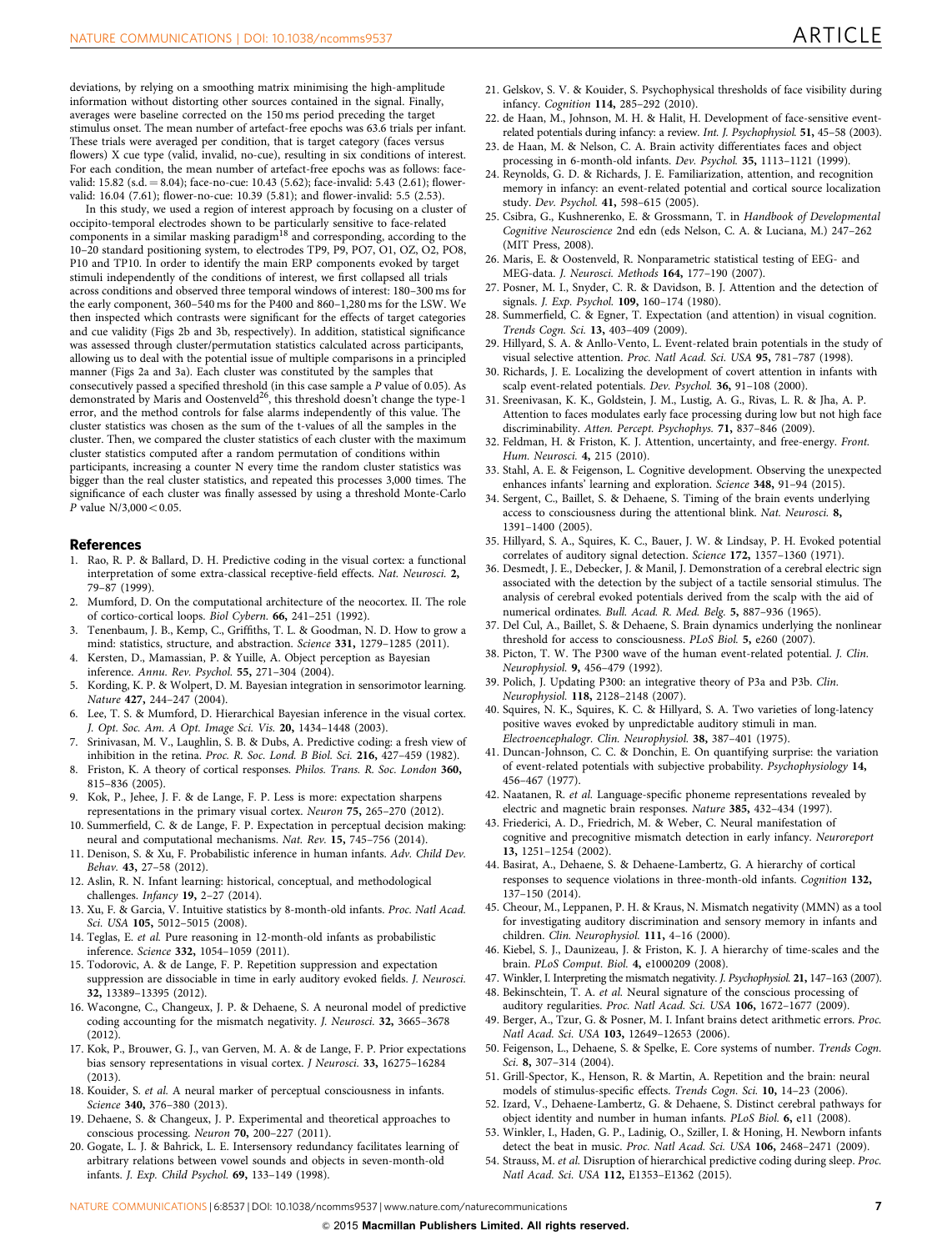deviations, by relying on a smoothing matrix minimising the high-amplitude information without distorting other sources contained in the signal. Finally, averages were baseline corrected on the 150 ms period preceding the target stimulus onset. The mean number of artefact-free epochs was 63.6 trials per infant. These trials were averaged per condition, that is target category (faces versus flowers) X cue type (valid, invalid, no-cue), resulting in six conditions of interest. For each condition, the mean number of artefact-free epochs was as follows: face-valid: 15.82 (s.d. = 8.04); face-no-cue: 10.43 (5.62); face-invalid: 5.43 (2.61); flower-valid: 16.04 (7.61); flower-no-cue: 10.39 (5.81); and flower-invalid: 5.5 (2.53).

In this study, we used a region of interest approach by focusing on a cluster of occipito-temporal electrodes shown to be particularly sensitive to face-related components in a similar masking paradigm[18] and corresponding, according to the 10–20 standard positioning system, to electrodes TP9, P9, PO7, O1, OZ, O2, PO8, P10 and TP10. In order to identify the main ERP components evoked by target stimuli independently of the conditions of interest, we first collapsed all trials across conditions and observed three temporal windows of interest: 180–300 ms for the early component, 360–540 ms for the P400 and 860–1,280 ms for the LSW. We then inspected which contrasts were significant for the effects of target categories and cue validity (Figs 2b and 3b, respectively). In addition, statistical significance was assessed through cluster/permutation statistics calculated across participants, allowing us to deal with the potential issue of multiple comparisons in a principled manner (Figs 2a and 3a). Each cluster was constituted by the samples that consecutively passed a specified threshold (in this case sample a $P$ value of 0.05). As demonstrated by Maris and Oostenveld[26], this threshold doesn't change the type-1 error, and the method controls for false alarms independently of this value. The cluster statistics was chosen as the sum of the t-values of all the samples in the cluster. Then, we compared the cluster statistics of each cluster with the maximum cluster statistics computed after a random permutation of conditions within participants, increasing a counter N every time the random cluster statistics was bigger than the real cluster statistics, and repeated this processes 3,000 times. The significance of each cluster was finally assessed by using a threshold Monte-Carlo $P$ value $N/3{,}000 < 0.05$.

## References

1. Rao, R. P. & Ballard, D. H. Predictive coding in the visual cortex: a functional interpretation of some extra-classical receptive-field effects. *Nat. Neurosci.* **2,** 79–87 (1999).
2. Mumford, D. On the computational architecture of the neocortex. II. The role of cortico-cortical loops. *Biol Cybern.* **66,** 241–251 (1992).
3. Tenenbaum, J. B., Kemp, C., Griffiths, T. L. & Goodman, N. D. How to grow a mind: statistics, structure, and abstraction. *Science* **331,** 1279–1285 (2011).
4. Kersten, D., Mamassian, P. & Yuille, A. Object perception as Bayesian inference. *Annu. Rev. Psychol.* **55,** 271–304 (2004).
5. Kording, K. P. & Wolpert, D. M. Bayesian integration in sensorimotor learning. *Nature* **427,** 244–247 (2004).
6. Lee, T. S. & Mumford, D. Hierarchical Bayesian inference in the visual cortex. *J. Opt. Soc. Am. A Opt. Image Sci. Vis.* **20,** 1434–1448 (2003).
7. Srinivasan, M. V., Laughlin, S. B. & Dubs, A. Predictive coding: a fresh view of inhibition in the retina. *Proc. R. Soc. Lond. B Biol. Sci.* **216,** 427–459 (1982).
8. Friston, K. A theory of cortical responses. *Philos. Trans. R. Soc. London* **360,** 815–836 (2005).
9. Kok, P., Jehee, J. F. & de Lange, F. P. Less is more: expectation sharpens representations in the primary visual cortex. *Neuron* **75,** 265–270 (2012).
10. Summerfield, C. & de Lange, F. P. Expectation in perceptual decision making: neural and computational mechanisms. *Nat. Rev.* **15,** 745–756 (2014).
11. Denison, S. & Xu, F. Probabilistic inference in human infants. *Adv. Child Dev. Behav.* **43,** 27–58 (2012).
12. Aslin, R. N. Infant learning: historical, conceptual, and methodological challenges. *Infancy* **19,** 2–27 (2014).
13. Xu, F. & Garcia, V. Intuitive statistics by 8-month-old infants. *Proc. Natl Acad. Sci. USA* **105,** 5012–5015 (2008).
14. Teglas, E. *et al.* Pure reasoning in 12-month-old infants as probabilistic inference. *Science* **332,** 1054–1059 (2011).
15. Todorovic, A. & de Lange, F. P. Repetition suppression and expectation suppression are dissociable in time in early auditory evoked fields. *J. Neurosci.* **32,** 13389–13395 (2012).
16. Wacongne, C., Changeux, J. P. & Dehaene, S. A neuronal model of predictive coding accounting for the mismatch negativity. *J. Neurosci.* **32,** 3665–3678 (2012).
17. Kok, P., Brouwer, G. J., van Gerven, M. A. & de Lange, F. P. Prior expectations bias sensory representations in visual cortex. *J Neurosci.* **33,** 16275–16284 (2013).
18. Kouider, S. *et al.* A neural marker of perceptual consciousness in infants. *Science* **340,** 376–380 (2013).
19. Dehaene, S. & Changeux, J. P. Experimental and theoretical approaches to conscious processing. *Neuron* **70,** 200–227 (2011).
20. Gogate, L. J. & Bahrick, L. E. Intersensory redundancy facilitates learning of arbitrary relations between vowel sounds and objects in seven-month-old infants. *J. Exp. Child Psychol.* **69,** 133–149 (1998).
21. Gelskov, S. V. & Kouider, S. Psychophysical thresholds of face visibility during infancy. *Cognition* **114,** 285–292 (2010).
22. de Haan, M., Johnson, M. H. & Halit, H. Development of face-sensitive event-related potentials during infancy: a review. *Int. J. Psychophysiol.* **51,** 45–58 (2003).
23. de Haan, M. & Nelson, C. A. Brain activity differentiates faces and object processing in 6-month-old infants. *Dev. Psychol.* **35,** 1113–1121 (1999).
24. Reynolds, G. D. & Richards, J. E. Familiarization, attention, and recognition memory in infancy: an event-related potential and cortical source localization study. *Dev. Psychol.* **41,** 598–615 (2005).
25. Csibra, G., Kushnerenko, E. & Grossmann, T. in *Handbook of Developmental Cognitive Neuroscience* 2nd edn (eds Nelson, C. A. & Luciana, M.) 247–262 (MIT Press, 2008).
26. Maris, E. & Oostenveld, R. Nonparametric statistical testing of EEG- and MEG-data. *J. Neurosci. Methods* **164,** 177–190 (2007).
27. Posner, M. I., Snyder, C. R. & Davidson, B. J. Attention and the detection of signals. *J. Exp. Psychol.* **109,** 160–174 (1980).
28. Summerfield, C. & Egner, T. Expectation (and attention) in visual cognition. *Trends Cogn. Sci.* **13,** 403–409 (2009).
29. Hillyard, S. A. & Anllo-Vento, L. Event-related brain potentials in the study of visual selective attention. *Proc. Natl Acad. Sci. USA* **95,** 781–787 (1998).
30. Richards, J. E. Localizing the development of covert attention in infants with scalp event-related potentials. *Dev. Psychol.* **36,** 91–108 (2000).
31. Sreenivasan, K. K., Goldstein, J. M., Lustig, A. G., Rivas, L. R. & Jha, A. P. Attention to faces modulates early face processing during low but not high face discriminability. *Atten. Percept. Psychophys.* **71,** 837–846 (2009).
32. Feldman, H. & Friston, K. J. Attention, uncertainty, and free-energy. *Front. Hum. Neurosci.* **4,** 215 (2010).
33. Stahl, A. E. & Feigenson, L. Cognitive development. Observing the unexpected enhances infants' learning and exploration. *Science* **348,** 91–94 (2015).
34. Sergent, C., Baillet, S. & Dehaene, S. Timing of the brain events underlying access to consciousness during the attentional blink. *Nat. Neurosci.* **8,** 1391–1400 (2005).
35. Hillyard, S. A., Squires, K. C., Bauer, J. W. & Lindsay, P. H. Evoked potential correlates of auditory signal detection. *Science* **172,** 1357–1360 (1971).
36. Desmedt, J. E., Debecker, J. & Manil, J. Demonstration of a cerebral electric sign associated with the detection by the subject of a tactile sensorial stimulus. The analysis of cerebral evoked potentials derived from the scalp with the aid of numerical ordinates. *Bull. Acad. R. Med. Belg.* **5,** 887–936 (1965).
37. Del Cul, A., Baillet, S. & Dehaene, S. Brain dynamics underlying the nonlinear threshold for access to consciousness. *PLoS Biol.* **5,** e260 (2007).
38. Picton, T. W. The P300 wave of the human event-related potential. *J. Clin. Neurophysiol.* **9,** 456–479 (1992).
39. Polich, J. Updating P300: an integrative theory of P3a and P3b. *Clin. Neurophysiol.* **118,** 2128–2148 (2007).
40. Squires, N. K., Squires, K. C. & Hillyard, S. A. Two varieties of long-latency positive waves evoked by unpredictable auditory stimuli in man. *Electroencephalogr. Clin. Neurophysiol.* **38,** 387–401 (1975).
41. Duncan-Johnson, C. C. & Donchin, E. On quantifying surprise: the variation of event-related potentials with subjective probability. *Psychophysiology* **14,** 456–467 (1977).
42. Naatanen, R. *et al.* Language-specific phoneme representations revealed by electric and magnetic brain responses. *Nature* **385,** 432–434 (1997).
43. Friederici, A. D., Friedrich, M. & Weber, C. Neural manifestation of cognitive and precognitive mismatch detection in early infancy. *Neuroreport* **13,** 1251–1254 (2002).
44. Basirat, A., Dehaene, S. & Dehaene-Lambertz, G. A hierarchy of cortical responses to sequence violations in three-month-old infants. *Cognition* **132,** 137–150 (2014).
45. Cheour, M., Leppanen, P. H. & Kraus, N. Mismatch negativity (MMN) as a tool for investigating auditory discrimination and sensory memory in infants and children. *Clin. Neurophysiol.* **111,** 4–16 (2000).
46. Kiebel, S. J., Daunizeau, J. & Friston, K. J. A hierarchy of time-scales and the brain. *PLoS Comput. Biol.* **4,** e1000209 (2008).
47. Winkler, I. Interpreting the mismatch negativity. *J. Psychophysiol.* **21,** 147–163 (2007).
48. Bekinschtein, T. A. *et al.* Neural signature of the conscious processing of auditory regularities. *Proc. Natl Acad. Sci. USA* **106,** 1672–1677 (2009).
49. Berger, A., Tzur, G. & Posner, M. I. Infant brains detect arithmetic errors. *Proc. Natl Acad. Sci. USA* **103,** 12649–12653 (2006).
50. Feigenson, L., Dehaene, S. & Spelke, E. Core systems of number. *Trends Cogn. Sci.* **8,** 307–314 (2004).
51. Grill-Spector, K., Henson, R. & Martin, A. Repetition and the brain: neural models of stimulus-specific effects. *Trends Cogn. Sci.* **10,** 14–23 (2006).
52. Izard, V., Dehaene-Lambertz, G. & Dehaene, S. Distinct cerebral pathways for object identity and number in human infants. *PLoS Biol.* **6,** e11 (2008).
53. Winkler, I., Haden, G. P., Ladinig, O., Sziller, I. & Honing, H. Newborn infants detect the beat in music. *Proc. Natl Acad. Sci. USA* **106,** 2468–2471 (2009).
54. Strauss, M. *et al.* Disruption of hierarchical predictive coding during sleep. *Proc. Natl Acad. Sci. USA* **112,** E1353–E1362 (2015).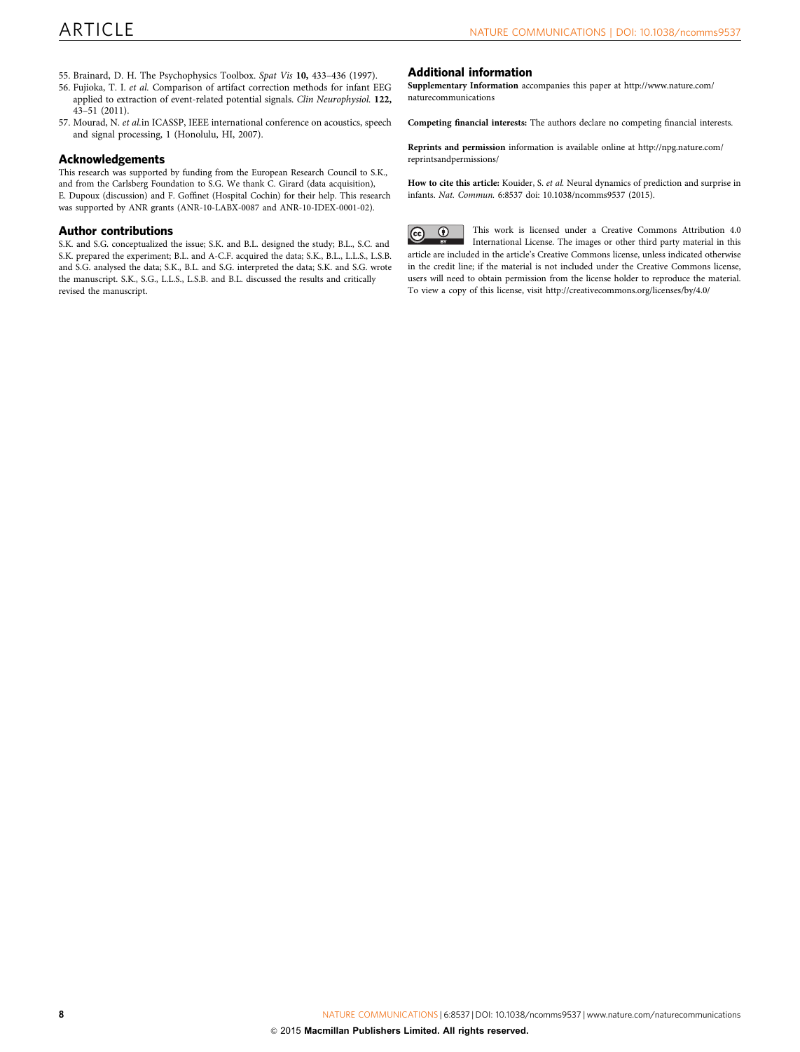55. Brainard, D. H. The Psychophysics Toolbox. *Spat Vis* **10,** 433–436 (1997).
56. Fujioka, T. I. *et al.* Comparison of artifact correction methods for infant EEG applied to extraction of event-related potential signals. *Clin Neurophysiol.* **122,** 43–51 (2011).
57. Mourad, N. *et al.*in ICASSP, IEEE international conference on acoustics, speech and signal processing, 1 (Honolulu, HI, 2007).

## Acknowledgements

This research was supported by funding from the European Research Council to S.K., and from the Carlsberg Foundation to S.G. We thank C. Girard (data acquisition), E. Dupoux (discussion) and F. Goffinet (Hospital Cochin) for their help. This research was supported by ANR grants (ANR-10-LABX-0087 and ANR-10-IDEX-0001-02).

## Author contributions

S.K. and S.G. conceptualized the issue; S.K. and B.L. designed the study; B.L., S.C. and S.K. prepared the experiment; B.L. and A-C.F. acquired the data; S.K., B.L., L.L.S., L.S.B. and S.G. analysed the data; S.K., B.L. and S.G. interpreted the data; S.K. and S.G. wrote the manuscript. S.K., S.G., L.L.S., L.S.B. and B.L. discussed the results and critically revised the manuscript.

## Additional information

**Supplementary Information** accompanies this paper at http://www.nature.com/naturecommunications

**Competing financial interests:** The authors declare no competing financial interests.

**Reprints and permission** information is available online at http://npg.nature.com/reprintsandpermissions/

**How to cite this article:** Kouider, S. *et al.* Neural dynamics of prediction and surprise in infants. *Nat. Commun.* 6:8537 doi: 10.1038/ncomms9537 (2015).

This work is licensed under a Creative Commons Attribution 4.0 International License. The images or other third party material in this article are included in the article's Creative Commons license, unless indicated otherwise in the credit line; if the material is not included under the Creative Commons license, users will need to obtain permission from the license holder to reproduce the material. To view a copy of this license, visit http://creativecommons.org/licenses/by/4.0/